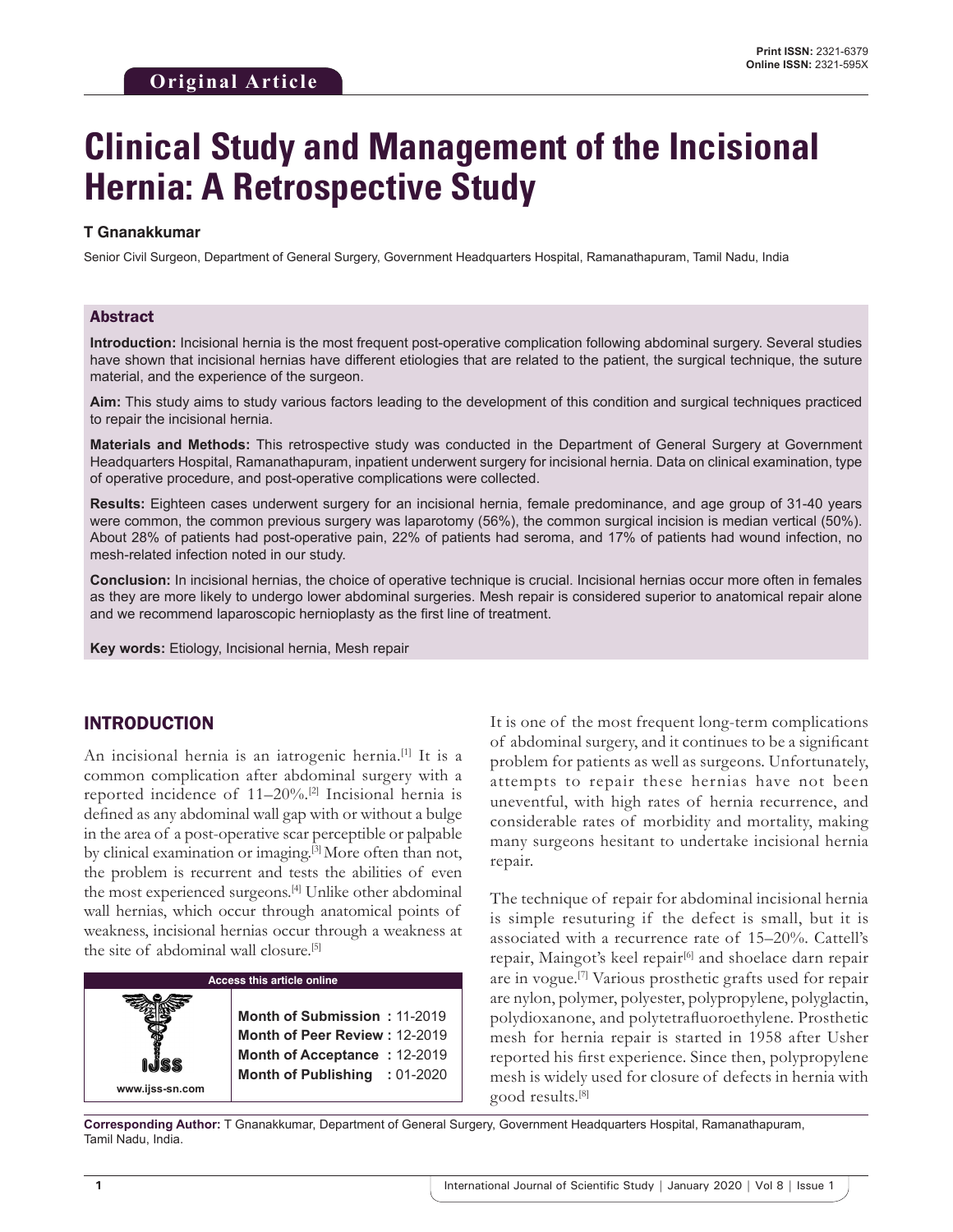Original Article

**Print ISSN:** 2321-6379
**Online ISSN:** 2321-595X

# Clinical Study and Management of the Incisional Hernia: A Retrospective Study

**T Gnanakkumar**

Senior Civil Surgeon, Department of General Surgery, Government Headquarters Hospital, Ramanathapuram, Tamil Nadu, India

## Abstract

**Introduction:** Incisional hernia is the most frequent post-operative complication following abdominal surgery. Several studies have shown that incisional hernias have different etiologies that are related to the patient, the surgical technique, the suture material, and the experience of the surgeon.

**Aim:** This study aims to study various factors leading to the development of this condition and surgical techniques practiced to repair the incisional hernia.

**Materials and Methods:** This retrospective study was conducted in the Department of General Surgery at Government Headquarters Hospital, Ramanathapuram, inpatient underwent surgery for incisional hernia. Data on clinical examination, type of operative procedure, and post-operative complications were collected.

**Results:** Eighteen cases underwent surgery for an incisional hernia, female predominance, and age group of 31-40 years were common, the common previous surgery was laparotomy (56%), the common surgical incision is median vertical (50%). About 28% of patients had post-operative pain, 22% of patients had seroma, and 17% of patients had wound infection, no mesh-related infection noted in our study.

**Conclusion:** In incisional hernias, the choice of operative technique is crucial. Incisional hernias occur more often in females as they are more likely to undergo lower abdominal surgeries. Mesh repair is considered superior to anatomical repair alone and we recommend laparoscopic hernioplasty as the first line of treatment.

**Key words:** Etiology, Incisional hernia, Mesh repair

## INTRODUCTION

An incisional hernia is an iatrogenic hernia.[1] It is a common complication after abdominal surgery with a reported incidence of 11–20%.[2] Incisional hernia is defined as any abdominal wall gap with or without a bulge in the area of a post-operative scar perceptible or palpable by clinical examination or imaging.[3] More often than not, the problem is recurrent and tests the abilities of even the most experienced surgeons.[4] Unlike other abdominal wall hernias, which occur through anatomical points of weakness, incisional hernias occur through a weakness at the site of abdominal wall closure.[5]

It is one of the most frequent long-term complications of abdominal surgery, and it continues to be a significant problem for patients as well as surgeons. Unfortunately, attempts to repair these hernias have not been uneventful, with high rates of hernia recurrence, and considerable rates of morbidity and mortality, making many surgeons hesitant to undertake incisional hernia repair.

The technique of repair for abdominal incisional hernia is simple resuturing if the defect is small, but it is associated with a recurrence rate of 15–20%. Cattell's repair, Maingot's keel repair[6] and shoelace darn repair are in vogue.[7] Various prosthetic grafts used for repair are nylon, polymer, polyester, polypropylene, polyglactin, polydioxanone, and polytetrafluoroethylene. Prosthetic mesh for hernia repair is started in 1958 after Usher reported his first experience. Since then, polypropylene mesh is widely used for closure of defects in hernia with good results.[8]

**Access this article online**

www.ijss-sn.com

**Month of Submission :** 11-2019
**Month of Peer Review :** 12-2019
**Month of Acceptance :** 12-2019
**Month of Publishing :** 01-2020

**Corresponding Author:** T Gnanakkumar, Department of General Surgery, Government Headquarters Hospital, Ramanathapuram, Tamil Nadu, India.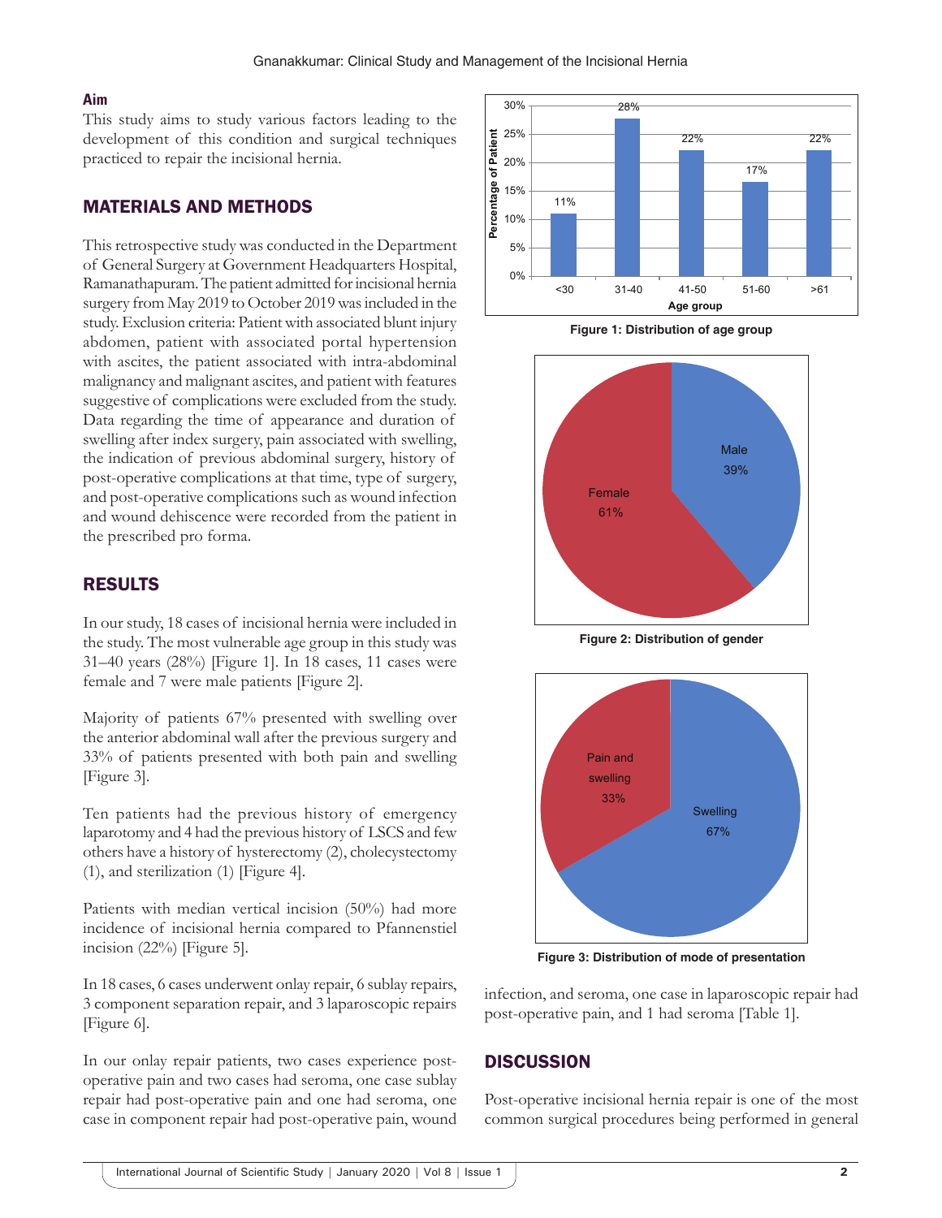### Aim

This study aims to study various factors leading to the development of this condition and surgical techniques practiced to repair the incisional hernia.

## MATERIALS AND METHODS

This retrospective study was conducted in the Department of General Surgery at Government Headquarters Hospital, Ramanathapuram. The patient admitted for incisional hernia surgery from May 2019 to October 2019 was included in the study. Exclusion criteria: Patient with associated blunt injury abdomen, patient with associated portal hypertension with ascites, the patient associated with intra-abdominal malignancy and malignant ascites, and patient with features suggestive of complications were excluded from the study. Data regarding the time of appearance and duration of swelling after index surgery, pain associated with swelling, the indication of previous abdominal surgery, history of post-operative complications at that time, type of surgery, and post-operative complications such as wound infection and wound dehiscence were recorded from the patient in the prescribed pro forma.

## RESULTS

In our study, 18 cases of incisional hernia were included in the study. The most vulnerable age group in this study was 31–40 years (28%) [Figure 1]. In 18 cases, 11 cases were female and 7 were male patients [Figure 2].

Majority of patients 67% presented with swelling over the anterior abdominal wall after the previous surgery and 33% of patients presented with both pain and swelling [Figure 3].

Ten patients had the previous history of emergency laparotomy and 4 had the previous history of LSCS and few others have a history of hysterectomy (2), cholecystectomy (1), and sterilization (1) [Figure 4].

Patients with median vertical incision (50%) had more incidence of incisional hernia compared to Pfannenstiel incision (22%) [Figure 5].

In 18 cases, 6 cases underwent onlay repair, 6 sublay repairs, 3 component separation repair, and 3 laparoscopic repairs [Figure 6].

In our onlay repair patients, two cases experience post-operative pain and two cases had seroma, one case sublay repair had post-operative pain and one had seroma, one case in component repair had post-operative pain, wound infection, and seroma, one case in laparoscopic repair had post-operative pain, and 1 had seroma [Table 1].

Percentage of Patient
30%
25%
20%
15%
10%
5%
0%
11%
28%
22%
17%
22%
<30
31-40
41-50
51-60
>61
Age group

Figure 1: Distribution of age group

Male
39%
Female
61%

Figure 2: Distribution of gender

Pain and swelling
33%
Swelling
67%

Figure 3: Distribution of mode of presentation

## DISCUSSION

Post-operative incisional hernia repair is one of the most common surgical procedures being performed in general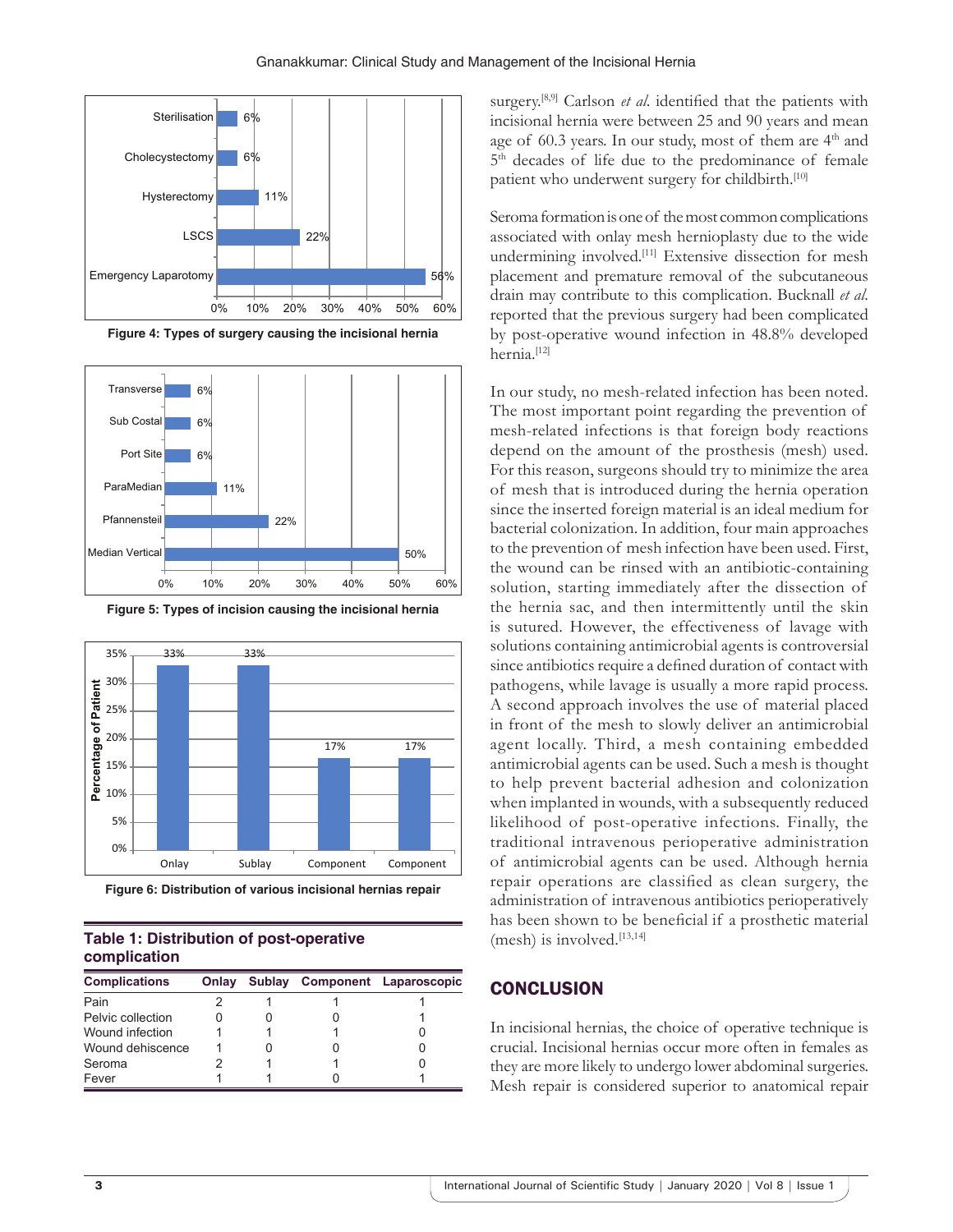Sterilisation 6%
Cholecystectomy 6%
Hysterectomy 11%
LSCS 22%
Emergency Laparotomy 56%
0% 10% 20% 30% 40% 50% 60%

**Figure 4: Types of surgery causing the incisional hernia**

Transverse 6%
Sub Costal 6%
Port Site 6%
ParaMedian 11%
Pfannensteil 22%
Median Vertical 50%
0% 10% 20% 30% 40% 50% 60%

**Figure 5: Types of incision causing the incisional hernia**

Percentage of Patient
35% 30% 25% 20% 15% 10% 5% 0%
33% 33% 17% 17%
Onlay Sublay Component Component

**Figure 6: Distribution of various incisional hernias repair**

**Table 1: Distribution of post-operative complication**

| Complications | Onlay | Sublay | Component | Laparoscopic |
|---|---|---|---|---|
| Pain | 2 | 1 | 1 | 1 |
| Pelvic collection | 0 | 0 | 0 | 1 |
| Wound infection | 1 | 1 | 1 | 0 |
| Wound dehiscence | 1 | 0 | 0 | 0 |
| Seroma | 2 | 1 | 1 | 0 |
| Fever | 1 | 1 | 0 | 1 |

surgery.[8,9] Carlson *et al*. identified that the patients with incisional hernia were between 25 and 90 years and mean age of 60.3 years. In our study, most of them are 4th and 5th decades of life due to the predominance of female patient who underwent surgery for childbirth.[10]

Seroma formation is one of the most common complications associated with onlay mesh hernioplasty due to the wide undermining involved.[11] Extensive dissection for mesh placement and premature removal of the subcutaneous drain may contribute to this complication. Bucknall *et al*. reported that the previous surgery had been complicated by post-operative wound infection in 48.8% developed hernia.[12]

In our study, no mesh-related infection has been noted. The most important point regarding the prevention of mesh-related infections is that foreign body reactions depend on the amount of the prosthesis (mesh) used. For this reason, surgeons should try to minimize the area of mesh that is introduced during the hernia operation since the inserted foreign material is an ideal medium for bacterial colonization. In addition, four main approaches to the prevention of mesh infection have been used. First, the wound can be rinsed with an antibiotic-containing solution, starting immediately after the dissection of the hernia sac, and then intermittently until the skin is sutured. However, the effectiveness of lavage with solutions containing antimicrobial agents is controversial since antibiotics require a defined duration of contact with pathogens, while lavage is usually a more rapid process. A second approach involves the use of material placed in front of the mesh to slowly deliver an antimicrobial agent locally. Third, a mesh containing embedded antimicrobial agents can be used. Such a mesh is thought to help prevent bacterial adhesion and colonization when implanted in wounds, with a subsequently reduced likelihood of post-operative infections. Finally, the traditional intravenous perioperative administration of antimicrobial agents can be used. Although hernia repair operations are classified as clean surgery, the administration of intravenous antibiotics perioperatively has been shown to be beneficial if a prosthetic material (mesh) is involved.[13,14]

## CONCLUSION

In incisional hernias, the choice of operative technique is crucial. Incisional hernias occur more often in females as they are more likely to undergo lower abdominal surgeries. Mesh repair is considered superior to anatomical repair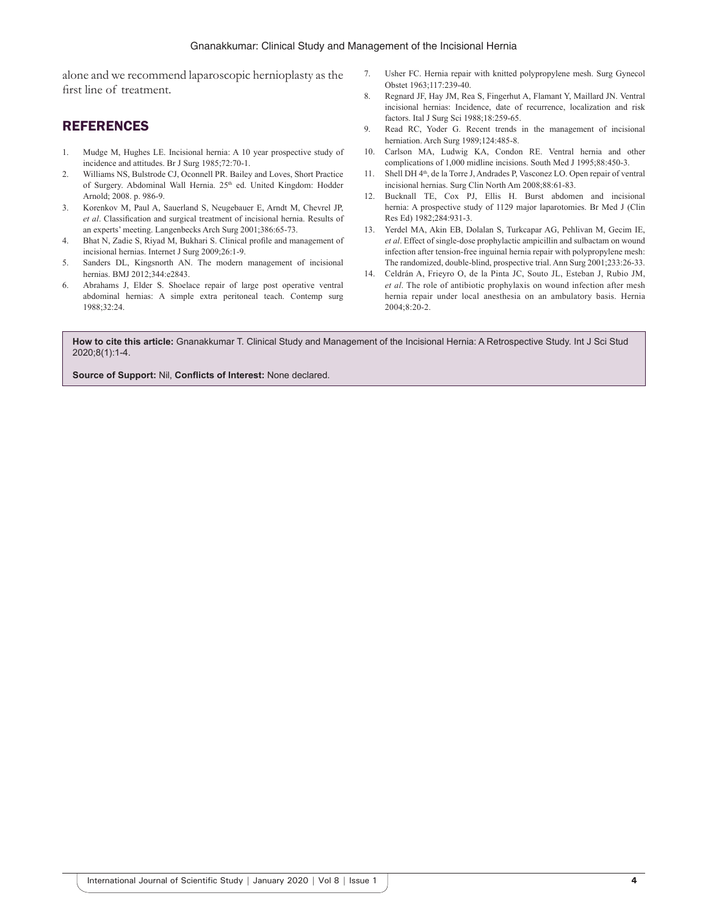alone and we recommend laparoscopic hernioplasty as the first line of treatment.

## REFERENCES

1. Mudge M, Hughes LE. Incisional hernia: A 10 year prospective study of incidence and attitudes. Br J Surg 1985;72:70-1.
2. Williams NS, Bulstrode CJ, Oconnell PR. Bailey and Loves, Short Practice of Surgery. Abdominal Wall Hernia. 25th ed. United Kingdom: Hodder Arnold; 2008. p. 986-9.
3. Korenkov M, Paul A, Sauerland S, Neugebauer E, Arndt M, Chevrel JP, *et al*. Classification and surgical treatment of incisional hernia. Results of an experts' meeting. Langenbecks Arch Surg 2001;386:65-73.
4. Bhat N, Zadie S, Riyad M, Bukhari S. Clinical profile and management of incisional hernias. Internet J Surg 2009;26:1-9.
5. Sanders DL, Kingsnorth AN. The modern management of incisional hernias. BMJ 2012;344:e2843.
6. Abrahams J, Elder S. Shoelace repair of large post operative ventral abdominal hernias: A simple extra peritoneal teach. Contemp surg 1988;32:24.
7. Usher FC. Hernia repair with knitted polypropylene mesh. Surg Gynecol Obstet 1963;117:239-40.
8. Regnard JF, Hay JM, Rea S, Fingerhut A, Flamant Y, Maillard JN. Ventral incisional hernias: Incidence, date of recurrence, localization and risk factors. Ital J Surg Sci 1988;18:259-65.
9. Read RC, Yoder G. Recent trends in the management of incisional herniation. Arch Surg 1989;124:485-8.
10. Carlson MA, Ludwig KA, Condon RE. Ventral hernia and other complications of 1,000 midline incisions. South Med J 1995;88:450-3.
11. Shell DH 4th, de la Torre J, Andrades P, Vasconez LO. Open repair of ventral incisional hernias. Surg Clin North Am 2008;88:61-83.
12. Bucknall TE, Cox PJ, Ellis H. Burst abdomen and incisional hernia: A prospective study of 1129 major laparotomies. Br Med J (Clin Res Ed) 1982;284:931-3.
13. Yerdel MA, Akin EB, Dolalan S, Turkcapar AG, Pehlivan M, Gecim IE, *et al*. Effect of single-dose prophylactic ampicillin and sulbactam on wound infection after tension-free inguinal hernia repair with polypropylene mesh: The randomized, double-blind, prospective trial. Ann Surg 2001;233:26-33.
14. Celdrán A, Frieyro O, de la Pinta JC, Souto JL, Esteban J, Rubio JM, *et al*. The role of antibiotic prophylaxis on wound infection after mesh hernia repair under local anesthesia on an ambulatory basis. Hernia 2004;8:20-2.

**How to cite this article:** Gnanakkumar T. Clinical Study and Management of the Incisional Hernia: A Retrospective Study. Int J Sci Stud 2020;8(1):1-4.

**Source of Support:** Nil, **Conflicts of Interest:** None declared.